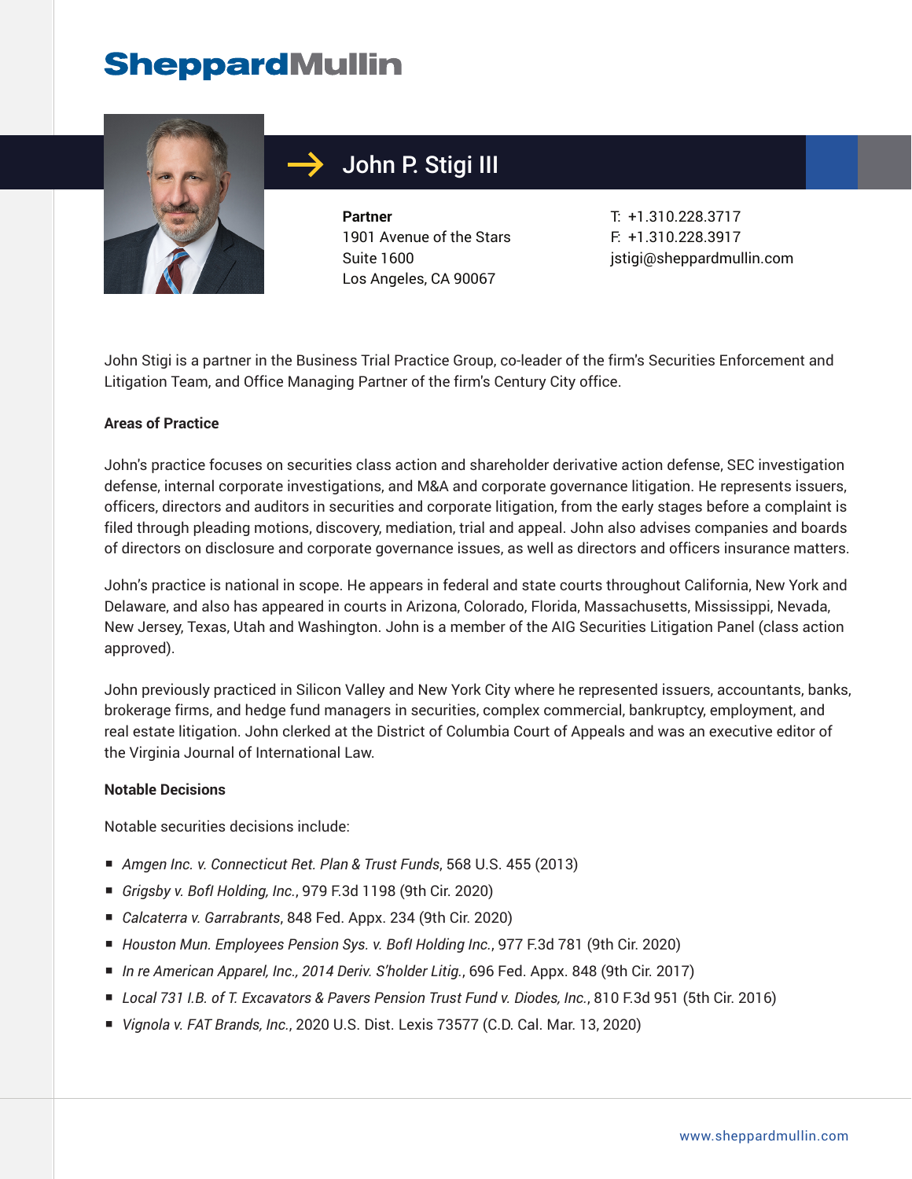# SheppardMullin

## John P. Stigi III

**Partner**
1901 Avenue of the Stars
Suite 1600
Los Angeles, CA 90067

T: +1.310.228.3717
F: +1.310.228.3917
jstigi@sheppardmullin.com

John Stigi is a partner in the Business Trial Practice Group, co-leader of the firm's Securities Enforcement and Litigation Team, and Office Managing Partner of the firm's Century City office.

**Areas of Practice**

John's practice focuses on securities class action and shareholder derivative action defense, SEC investigation defense, internal corporate investigations, and M&A and corporate governance litigation. He represents issuers, officers, directors and auditors in securities and corporate litigation, from the early stages before a complaint is filed through pleading motions, discovery, mediation, trial and appeal. John also advises companies and boards of directors on disclosure and corporate governance issues, as well as directors and officers insurance matters.

John's practice is national in scope. He appears in federal and state courts throughout California, New York and Delaware, and also has appeared in courts in Arizona, Colorado, Florida, Massachusetts, Mississippi, Nevada, New Jersey, Texas, Utah and Washington. John is a member of the AIG Securities Litigation Panel (class action approved).

John previously practiced in Silicon Valley and New York City where he represented issuers, accountants, banks, brokerage firms, and hedge fund managers in securities, complex commercial, bankruptcy, employment, and real estate litigation. John clerked at the District of Columbia Court of Appeals and was an executive editor of the Virginia Journal of International Law.

**Notable Decisions**

Notable securities decisions include:

- *Amgen Inc. v. Connecticut Ret. Plan & Trust Funds*, 568 U.S. 455 (2013)
- *Grigsby v. BofI Holding, Inc.*, 979 F.3d 1198 (9th Cir. 2020)
- *Calcaterra v. Garrabrants*, 848 Fed. Appx. 234 (9th Cir. 2020)
- *Houston Mun. Employees Pension Sys. v. BofI Holding Inc.*, 977 F.3d 781 (9th Cir. 2020)
- *In re American Apparel, Inc., 2014 Deriv. S'holder Litig.*, 696 Fed. Appx. 848 (9th Cir. 2017)
- *Local 731 I.B. of T. Excavators & Pavers Pension Trust Fund v. Diodes, Inc.*, 810 F.3d 951 (5th Cir. 2016)
- *Vignola v. FAT Brands, Inc.*, 2020 U.S. Dist. Lexis 73577 (C.D. Cal. Mar. 13, 2020)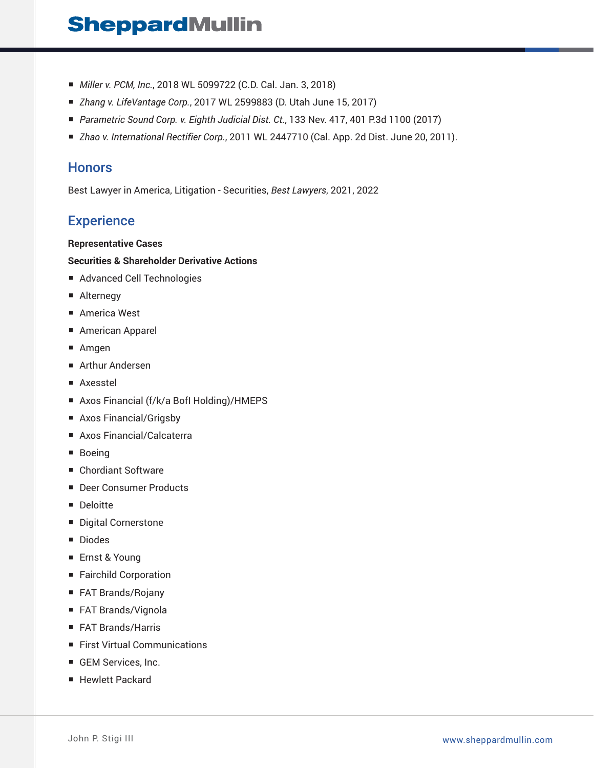- *Miller v. PCM, Inc.*, 2018 WL 5099722 (C.D. Cal. Jan. 3, 2018)
- *Zhang v. LifeVantage Corp.*, 2017 WL 2599883 (D. Utah June 15, 2017)
- *Parametric Sound Corp. v. Eighth Judicial Dist. Ct.*, 133 Nev. 417, 401 P.3d 1100 (2017)
- *Zhao v. International Rectifier Corp.*, 2011 WL 2447710 (Cal. App. 2d Dist. June 20, 2011).

## Honors

Best Lawyer in America, Litigation - Securities, *Best Lawyers*, 2021, 2022

## Experience

**Representative Cases**

**Securities & Shareholder Derivative Actions**

- Advanced Cell Technologies
- Alternegy
- America West
- American Apparel
- Amgen
- Arthur Andersen
- Axesstel
- Axos Financial (f/k/a BofI Holding)/HMEPS
- Axos Financial/Grigsby
- Axos Financial/Calcaterra
- Boeing
- Chordiant Software
- Deer Consumer Products
- Deloitte
- Digital Cornerstone
- Diodes
- Ernst & Young
- Fairchild Corporation
- FAT Brands/Rojany
- FAT Brands/Vignola
- FAT Brands/Harris
- First Virtual Communications
- GEM Services, Inc.
- Hewlett Packard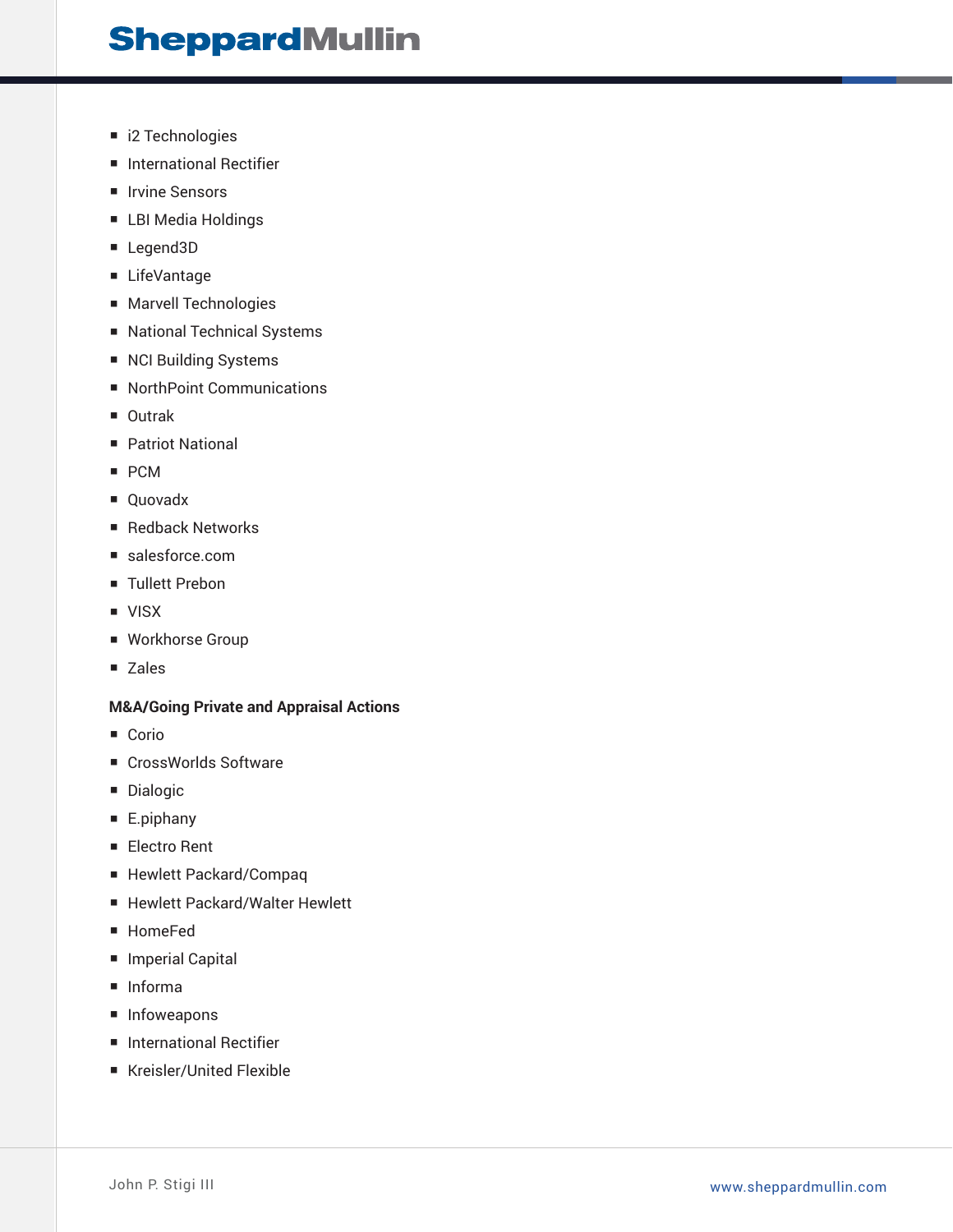- i2 Technologies
- International Rectifier
- Irvine Sensors
- LBI Media Holdings
- Legend3D
- LifeVantage
- Marvell Technologies
- National Technical Systems
- NCI Building Systems
- NorthPoint Communications
- Outrak
- Patriot National
- PCM
- Quovadx
- Redback Networks
- salesforce.com
- Tullett Prebon
- VISX
- Workhorse Group
- Zales

**M&A/Going Private and Appraisal Actions**

- Corio
- CrossWorlds Software
- Dialogic
- E.piphany
- Electro Rent
- Hewlett Packard/Compaq
- Hewlett Packard/Walter Hewlett
- HomeFed
- Imperial Capital
- Informa
- Infoweapons
- International Rectifier
- Kreisler/United Flexible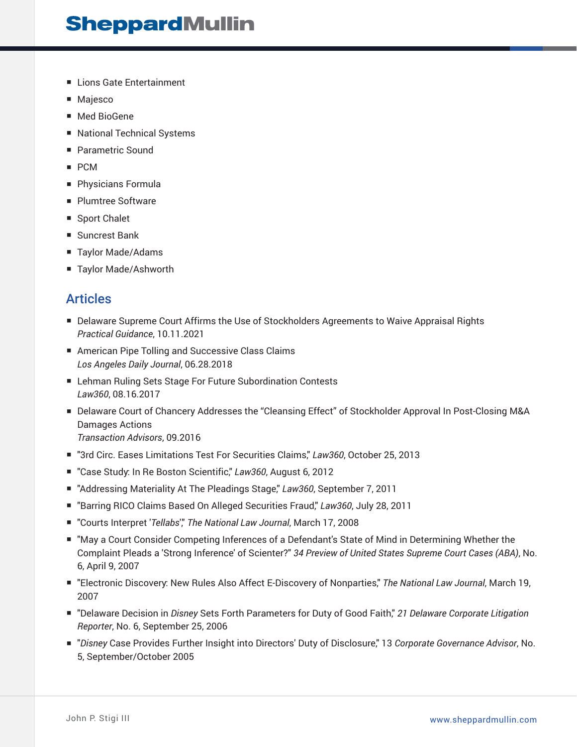- Lions Gate Entertainment
- Majesco
- Med BioGene
- National Technical Systems
- Parametric Sound
- PCM
- Physicians Formula
- Plumtree Software
- Sport Chalet
- Suncrest Bank
- Taylor Made/Adams
- Taylor Made/Ashworth

## Articles

- Delaware Supreme Court Affirms the Use of Stockholders Agreements to Waive Appraisal Rights
  *Practical Guidance*, 10.11.2021
- American Pipe Tolling and Successive Class Claims
  *Los Angeles Daily Journal*, 06.28.2018
- Lehman Ruling Sets Stage For Future Subordination Contests
  *Law360*, 08.16.2017
- Delaware Court of Chancery Addresses the "Cleansing Effect" of Stockholder Approval In Post-Closing M&A Damages Actions
  *Transaction Advisors*, 09.2016
- "3rd Circ. Eases Limitations Test For Securities Claims," *Law360*, October 25, 2013
- "Case Study: In Re Boston Scientific," *Law360*, August 6, 2012
- "Addressing Materiality At The Pleadings Stage," *Law360*, September 7, 2011
- "Barring RICO Claims Based On Alleged Securities Fraud," *Law360*, July 28, 2011
- "Courts Interpret '*Tellabs*'," *The National Law Journal*, March 17, 2008
- "May a Court Consider Competing Inferences of a Defendant's State of Mind in Determining Whether the Complaint Pleads a 'Strong Inference' of Scienter?" *34 Preview of United States Supreme Court Cases (ABA)*, No. 6, April 9, 2007
- "Electronic Discovery: New Rules Also Affect E-Discovery of Nonparties," *The National Law Journal*, March 19, 2007
- "Delaware Decision in *Disney* Sets Forth Parameters for Duty of Good Faith," *21 Delaware Corporate Litigation Reporter*, No. 6, September 25, 2006
- "*Disney* Case Provides Further Insight into Directors' Duty of Disclosure," 13 *Corporate Governance Advisor*, No. 5, September/October 2005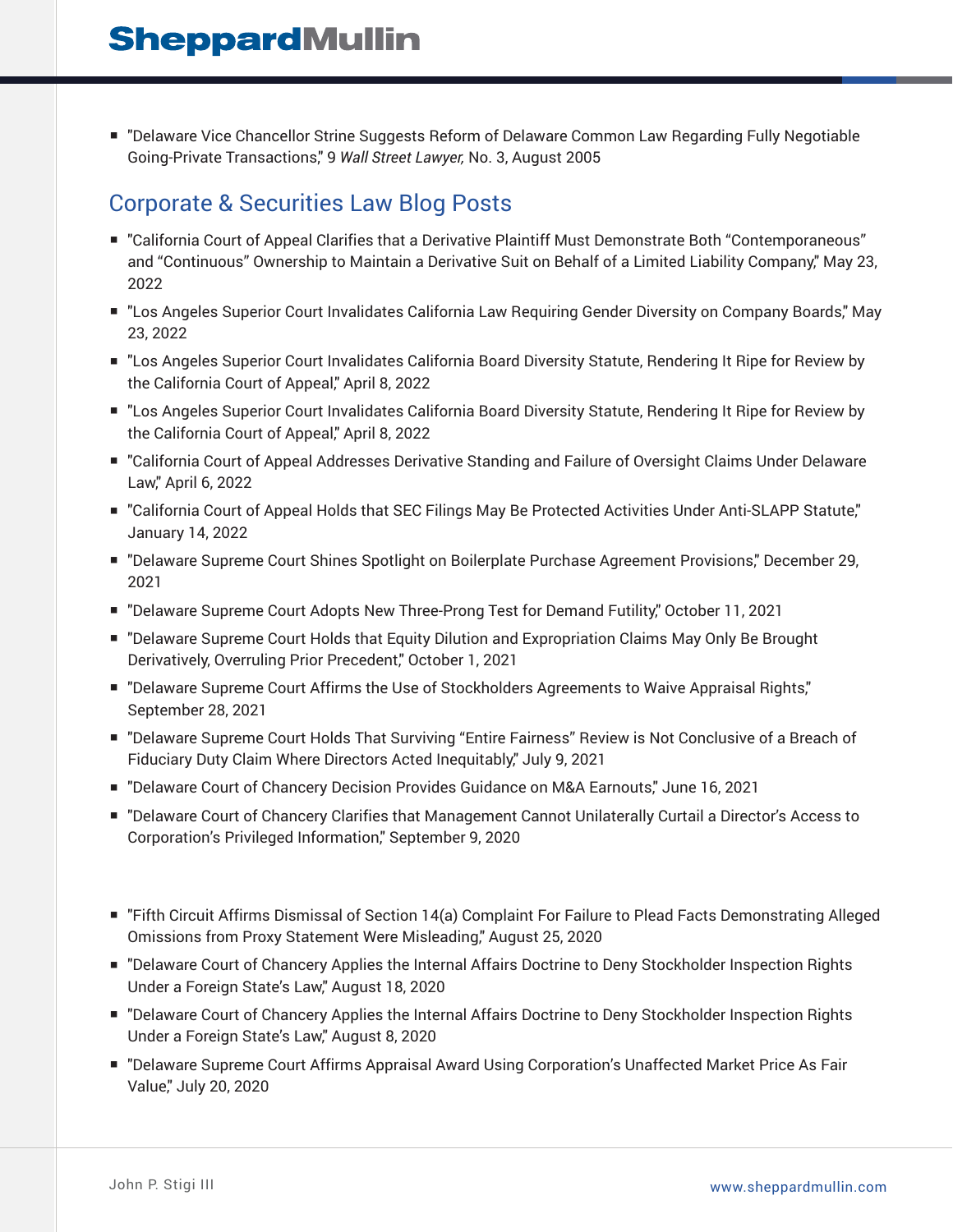- "Delaware Vice Chancellor Strine Suggests Reform of Delaware Common Law Regarding Fully Negotiable Going-Private Transactions," 9 *Wall Street Lawyer,* No. 3, August 2005

## Corporate & Securities Law Blog Posts

- "California Court of Appeal Clarifies that a Derivative Plaintiff Must Demonstrate Both "Contemporaneous" and "Continuous" Ownership to Maintain a Derivative Suit on Behalf of a Limited Liability Company," May 23, 2022
- "Los Angeles Superior Court Invalidates California Law Requiring Gender Diversity on Company Boards," May 23, 2022
- "Los Angeles Superior Court Invalidates California Board Diversity Statute, Rendering It Ripe for Review by the California Court of Appeal," April 8, 2022
- "Los Angeles Superior Court Invalidates California Board Diversity Statute, Rendering It Ripe for Review by the California Court of Appeal," April 8, 2022
- "California Court of Appeal Addresses Derivative Standing and Failure of Oversight Claims Under Delaware Law," April 6, 2022
- "California Court of Appeal Holds that SEC Filings May Be Protected Activities Under Anti-SLAPP Statute," January 14, 2022
- "Delaware Supreme Court Shines Spotlight on Boilerplate Purchase Agreement Provisions," December 29, 2021
- "Delaware Supreme Court Adopts New Three-Prong Test for Demand Futility," October 11, 2021
- "Delaware Supreme Court Holds that Equity Dilution and Expropriation Claims May Only Be Brought Derivatively, Overruling Prior Precedent," October 1, 2021
- "Delaware Supreme Court Affirms the Use of Stockholders Agreements to Waive Appraisal Rights," September 28, 2021
- "Delaware Supreme Court Holds That Surviving "Entire Fairness" Review is Not Conclusive of a Breach of Fiduciary Duty Claim Where Directors Acted Inequitably," July 9, 2021
- "Delaware Court of Chancery Decision Provides Guidance on M&A Earnouts," June 16, 2021
- "Delaware Court of Chancery Clarifies that Management Cannot Unilaterally Curtail a Director's Access to Corporation's Privileged Information," September 9, 2020
- "Fifth Circuit Affirms Dismissal of Section 14(a) Complaint For Failure to Plead Facts Demonstrating Alleged Omissions from Proxy Statement Were Misleading," August 25, 2020
- "Delaware Court of Chancery Applies the Internal Affairs Doctrine to Deny Stockholder Inspection Rights Under a Foreign State's Law," August 18, 2020
- "Delaware Court of Chancery Applies the Internal Affairs Doctrine to Deny Stockholder Inspection Rights Under a Foreign State's Law," August 8, 2020
- "Delaware Supreme Court Affirms Appraisal Award Using Corporation's Unaffected Market Price As Fair Value," July 20, 2020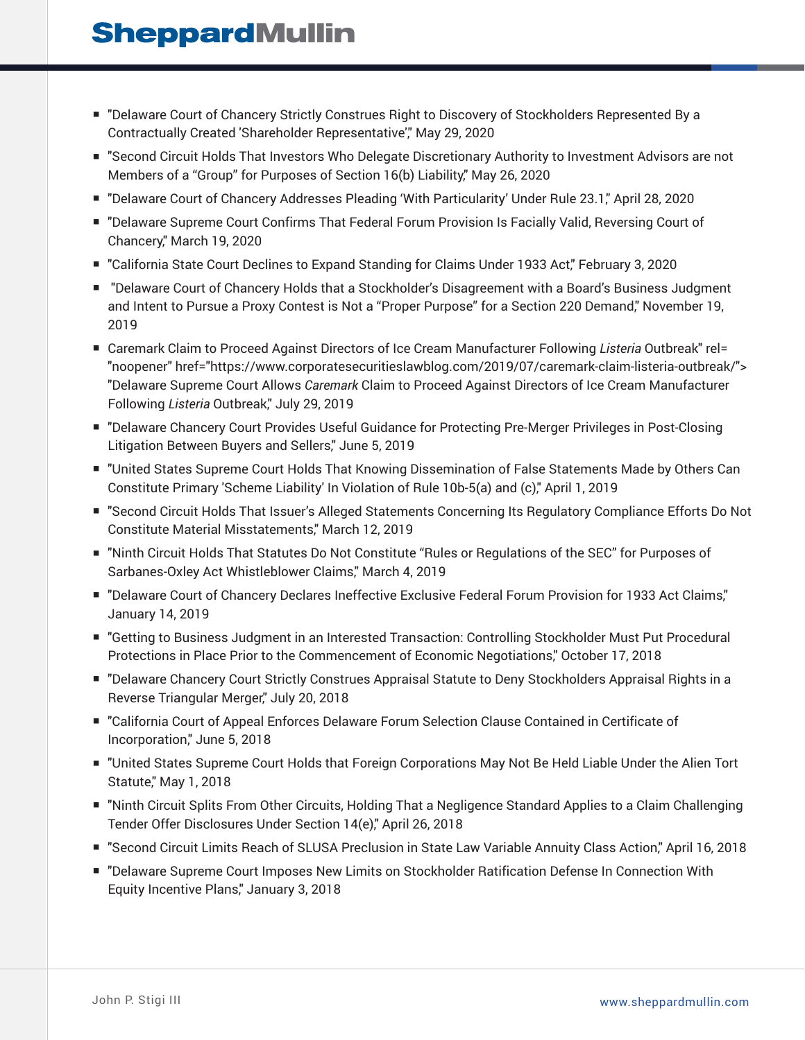- "Delaware Court of Chancery Strictly Construes Right to Discovery of Stockholders Represented By a Contractually Created 'Shareholder Representative'," May 29, 2020
- "Second Circuit Holds That Investors Who Delegate Discretionary Authority to Investment Advisors are not Members of a "Group" for Purposes of Section 16(b) Liability," May 26, 2020
- "Delaware Court of Chancery Addresses Pleading 'With Particularity' Under Rule 23.1," April 28, 2020
- "Delaware Supreme Court Confirms That Federal Forum Provision Is Facially Valid, Reversing Court of Chancery," March 19, 2020
- "California State Court Declines to Expand Standing for Claims Under 1933 Act," February 3, 2020
- "Delaware Court of Chancery Holds that a Stockholder's Disagreement with a Board's Business Judgment and Intent to Pursue a Proxy Contest is Not a "Proper Purpose" for a Section 220 Demand," November 19, 2019
- Caremark Claim to Proceed Against Directors of Ice Cream Manufacturer Following *Listeria* Outbreak" rel= "noopener" href="https://www.corporatesecuritieslawblog.com/2019/07/caremark-claim-listeria-outbreak/"> "Delaware Supreme Court Allows *Caremark* Claim to Proceed Against Directors of Ice Cream Manufacturer Following *Listeria* Outbreak," July 29, 2019
- "Delaware Chancery Court Provides Useful Guidance for Protecting Pre-Merger Privileges in Post-Closing Litigation Between Buyers and Sellers," June 5, 2019
- "United States Supreme Court Holds That Knowing Dissemination of False Statements Made by Others Can Constitute Primary 'Scheme Liability' In Violation of Rule 10b-5(a) and (c)," April 1, 2019
- "Second Circuit Holds That Issuer's Alleged Statements Concerning Its Regulatory Compliance Efforts Do Not Constitute Material Misstatements," March 12, 2019
- "Ninth Circuit Holds That Statutes Do Not Constitute "Rules or Regulations of the SEC" for Purposes of Sarbanes-Oxley Act Whistleblower Claims," March 4, 2019
- "Delaware Court of Chancery Declares Ineffective Exclusive Federal Forum Provision for 1933 Act Claims," January 14, 2019
- "Getting to Business Judgment in an Interested Transaction: Controlling Stockholder Must Put Procedural Protections in Place Prior to the Commencement of Economic Negotiations," October 17, 2018
- "Delaware Chancery Court Strictly Construes Appraisal Statute to Deny Stockholders Appraisal Rights in a Reverse Triangular Merger," July 20, 2018
- "California Court of Appeal Enforces Delaware Forum Selection Clause Contained in Certificate of Incorporation," June 5, 2018
- "United States Supreme Court Holds that Foreign Corporations May Not Be Held Liable Under the Alien Tort Statute," May 1, 2018
- "Ninth Circuit Splits From Other Circuits, Holding That a Negligence Standard Applies to a Claim Challenging Tender Offer Disclosures Under Section 14(e)," April 26, 2018
- "Second Circuit Limits Reach of SLUSA Preclusion in State Law Variable Annuity Class Action," April 16, 2018
- "Delaware Supreme Court Imposes New Limits on Stockholder Ratification Defense In Connection With Equity Incentive Plans," January 3, 2018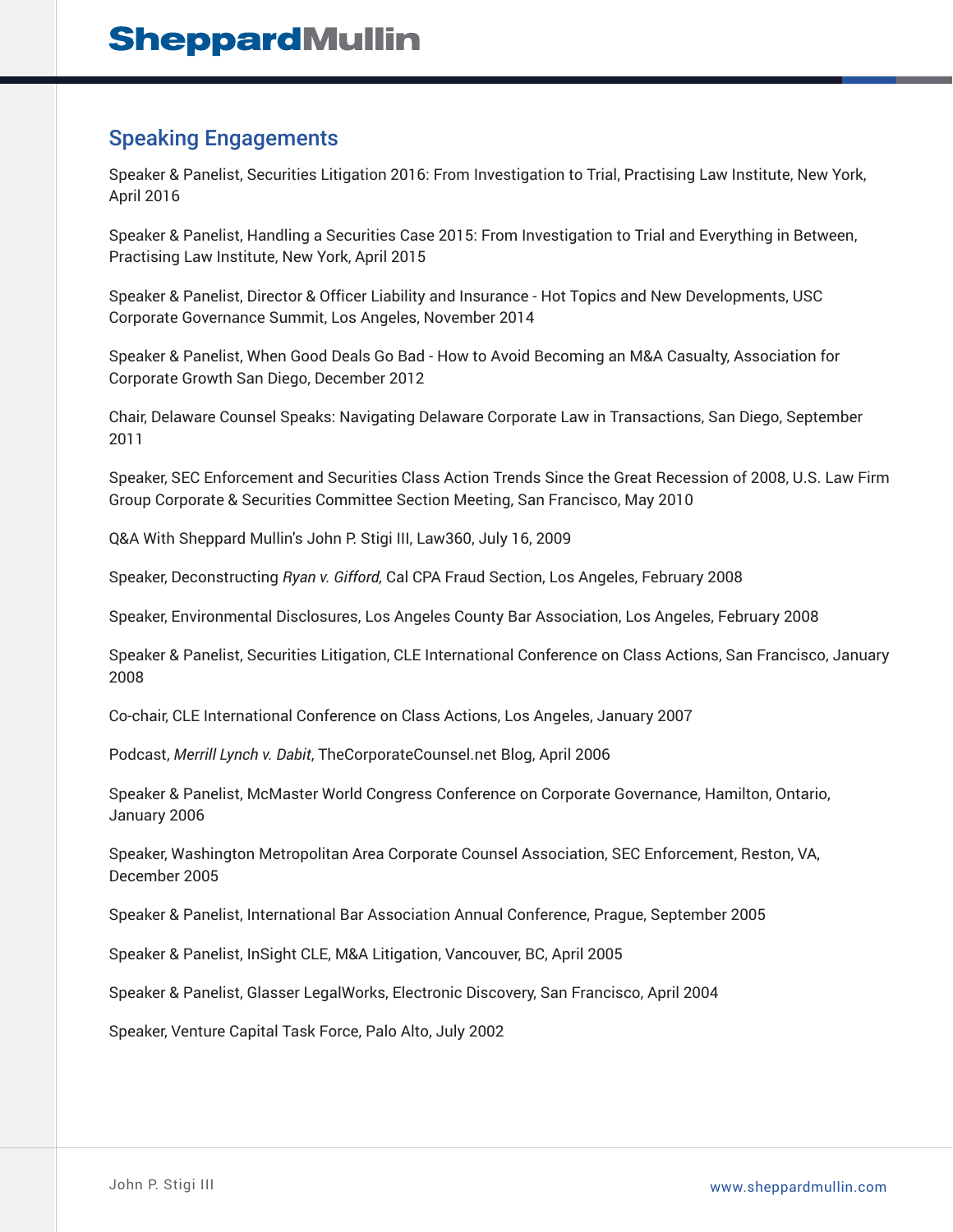## Speaking Engagements

Speaker & Panelist, Securities Litigation 2016: From Investigation to Trial, Practising Law Institute, New York, April 2016

Speaker & Panelist, Handling a Securities Case 2015: From Investigation to Trial and Everything in Between, Practising Law Institute, New York, April 2015

Speaker & Panelist, Director & Officer Liability and Insurance - Hot Topics and New Developments, USC Corporate Governance Summit, Los Angeles, November 2014

Speaker & Panelist, When Good Deals Go Bad - How to Avoid Becoming an M&A Casualty, Association for Corporate Growth San Diego, December 2012

Chair, Delaware Counsel Speaks: Navigating Delaware Corporate Law in Transactions, San Diego, September 2011

Speaker, SEC Enforcement and Securities Class Action Trends Since the Great Recession of 2008, U.S. Law Firm Group Corporate & Securities Committee Section Meeting, San Francisco, May 2010

Q&A With Sheppard Mullin's John P. Stigi III, Law360, July 16, 2009

Speaker, Deconstructing *Ryan v. Gifford,* Cal CPA Fraud Section, Los Angeles, February 2008

Speaker, Environmental Disclosures, Los Angeles County Bar Association, Los Angeles, February 2008

Speaker & Panelist, Securities Litigation, CLE International Conference on Class Actions, San Francisco, January 2008

Co-chair, CLE International Conference on Class Actions, Los Angeles, January 2007

Podcast, *Merrill Lynch v. Dabit*, TheCorporateCounsel.net Blog, April 2006

Speaker & Panelist, McMaster World Congress Conference on Corporate Governance, Hamilton, Ontario, January 2006

Speaker, Washington Metropolitan Area Corporate Counsel Association, SEC Enforcement, Reston, VA, December 2005

Speaker & Panelist, International Bar Association Annual Conference, Prague, September 2005

Speaker & Panelist, InSight CLE, M&A Litigation, Vancouver, BC, April 2005

Speaker & Panelist, Glasser LegalWorks, Electronic Discovery, San Francisco, April 2004

Speaker, Venture Capital Task Force, Palo Alto, July 2002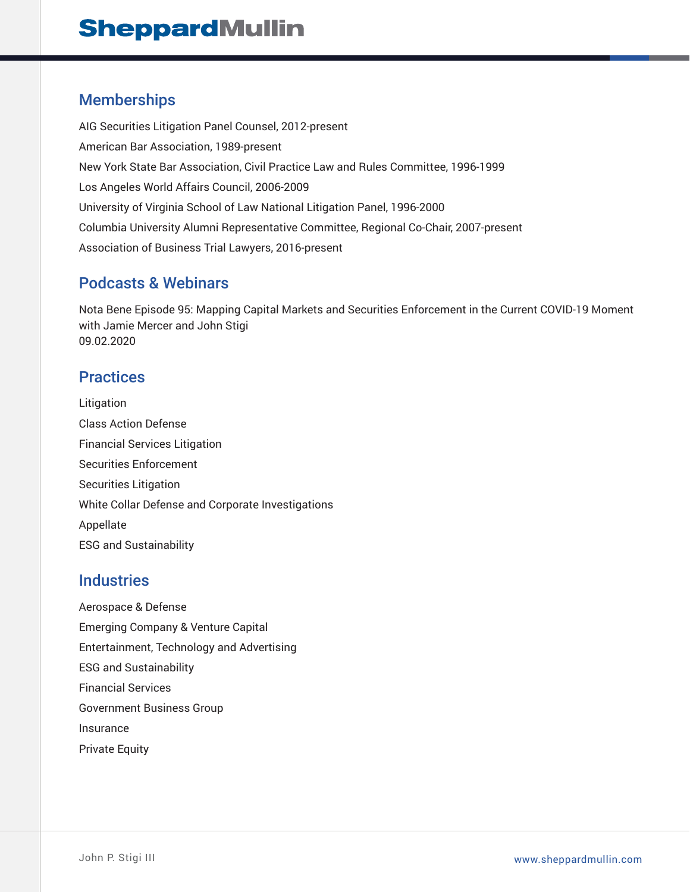## Memberships

AIG Securities Litigation Panel Counsel, 2012-present

American Bar Association, 1989-present

New York State Bar Association, Civil Practice Law and Rules Committee, 1996-1999

Los Angeles World Affairs Council, 2006-2009

University of Virginia School of Law National Litigation Panel, 1996-2000

Columbia University Alumni Representative Committee, Regional Co-Chair, 2007-present

Association of Business Trial Lawyers, 2016-present

## Podcasts & Webinars

Nota Bene Episode 95: Mapping Capital Markets and Securities Enforcement in the Current COVID-19 Moment with Jamie Mercer and John Stigi
09.02.2020

## Practices

Litigation

Class Action Defense

Financial Services Litigation

Securities Enforcement

Securities Litigation

White Collar Defense and Corporate Investigations

Appellate

ESG and Sustainability

## Industries

Aerospace & Defense

Emerging Company & Venture Capital

Entertainment, Technology and Advertising

ESG and Sustainability

Financial Services

Government Business Group

Insurance

Private Equity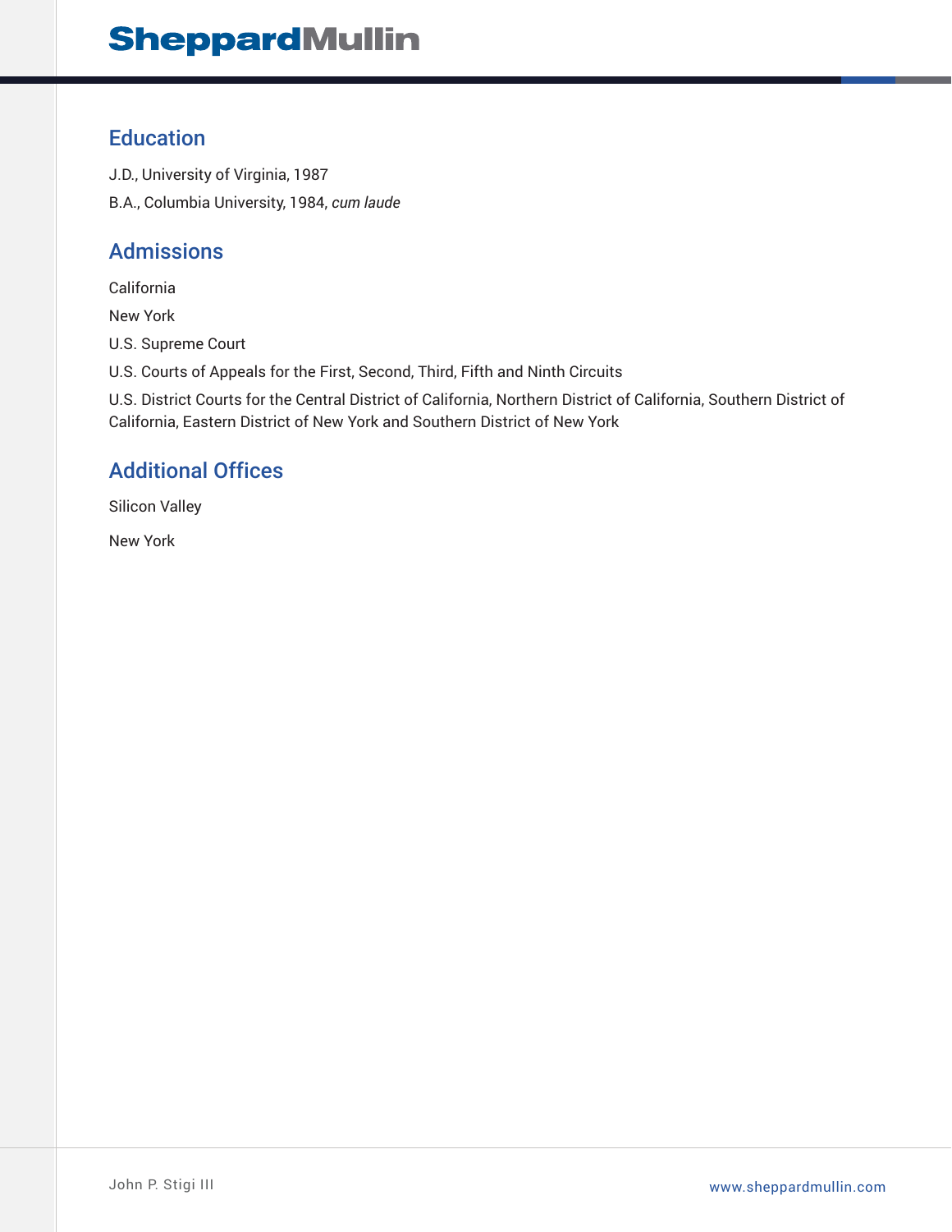## Education

J.D., University of Virginia, 1987

B.A., Columbia University, 1984, *cum laude*

## Admissions

California

New York

U.S. Supreme Court

U.S. Courts of Appeals for the First, Second, Third, Fifth and Ninth Circuits

U.S. District Courts for the Central District of California, Northern District of California, Southern District of California, Eastern District of New York and Southern District of New York

## Additional Offices

Silicon Valley

New York